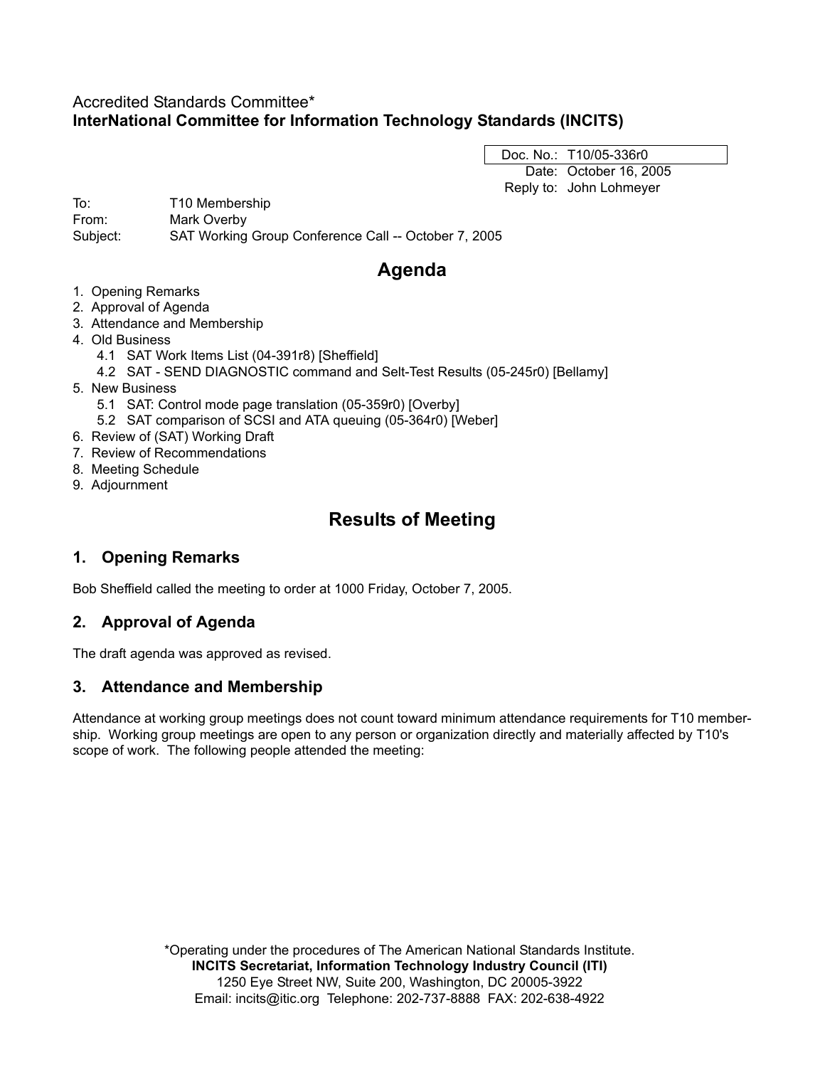Accredited Standards Committee*
**InterNational Committee for Information Technology Standards (INCITS)**

Doc. No.: T10/05-336r0
Date: October 16, 2005
Reply to: John Lohmeyer

To: T10 Membership
From: Mark Overby
Subject: SAT Working Group Conference Call -- October 7, 2005

# Agenda

1. Opening Remarks
2. Approval of Agenda
3. Attendance and Membership
4. Old Business
   - 4.1 SAT Work Items List (04-391r8) [Sheffield]
   - 4.2 SAT - SEND DIAGNOSTIC command and Selt-Test Results (05-245r0) [Bellamy]
5. New Business
   - 5.1 SAT: Control mode page translation (05-359r0) [Overby]
   - 5.2 SAT comparison of SCSI and ATA queuing (05-364r0) [Weber]
6. Review of (SAT) Working Draft
7. Review of Recommendations
8. Meeting Schedule
9. Adjournment

# Results of Meeting

## 1. Opening Remarks

Bob Sheffield called the meeting to order at 1000 Friday, October 7, 2005.

## 2. Approval of Agenda

The draft agenda was approved as revised.

## 3. Attendance and Membership

Attendance at working group meetings does not count toward minimum attendance requirements for T10 membership. Working group meetings are open to any person or organization directly and materially affected by T10's scope of work. The following people attended the meeting:

*Operating under the procedures of The American National Standards Institute.
**INCITS Secretariat, Information Technology Industry Council (ITI)**
1250 Eye Street NW, Suite 200, Washington, DC 20005-3922
Email: incits@itic.org Telephone: 202-737-8888 FAX: 202-638-4922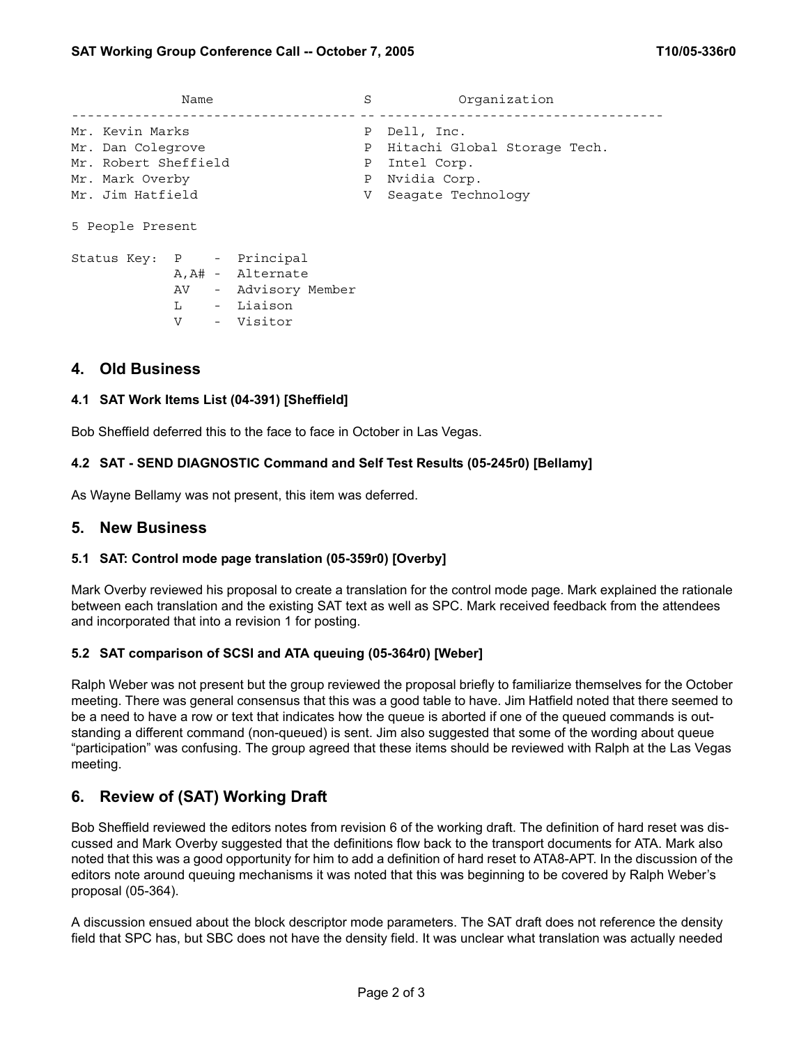| Name | S | Organization |
|---|---|---|
| Mr. Kevin Marks | P | Dell, Inc. |
| Mr. Dan Colegrove | P | Hitachi Global Storage Tech. |
| Mr. Robert Sheffield | P | Intel Corp. |
| Mr. Mark Overby | P | Nvidia Corp. |
| Mr. Jim Hatfield | V | Seagate Technology |

5 People Present

```
Status Key:  P    -  Principal
             A,A# -  Alternate
             AV   -  Advisory Member
             L    -  Liaison
             V    -  Visitor
```

## 4. Old Business

### 4.1 SAT Work Items List (04-391) [Sheffield]

Bob Sheffield deferred this to the face to face in October in Las Vegas.

### 4.2 SAT - SEND DIAGNOSTIC Command and Self Test Results (05-245r0) [Bellamy]

As Wayne Bellamy was not present, this item was deferred.

## 5. New Business

### 5.1 SAT: Control mode page translation (05-359r0) [Overby]

Mark Overby reviewed his proposal to create a translation for the control mode page. Mark explained the rationale between each translation and the existing SAT text as well as SPC. Mark received feedback from the attendees and incorporated that into a revision 1 for posting.

### 5.2 SAT comparison of SCSI and ATA queuing (05-364r0) [Weber]

Ralph Weber was not present but the group reviewed the proposal briefly to familiarize themselves for the October meeting. There was general consensus that this was a good table to have. Jim Hatfield noted that there seemed to be a need to have a row or text that indicates how the queue is aborted if one of the queued commands is outstanding a different command (non-queued) is sent. Jim also suggested that some of the wording about queue "participation" was confusing. The group agreed that these items should be reviewed with Ralph at the Las Vegas meeting.

## 6. Review of (SAT) Working Draft

Bob Sheffield reviewed the editors notes from revision 6 of the working draft. The definition of hard reset was discussed and Mark Overby suggested that the definitions flow back to the transport documents for ATA. Mark also noted that this was a good opportunity for him to add a definition of hard reset to ATA8-APT. In the discussion of the editors note around queuing mechanisms it was noted that this was beginning to be covered by Ralph Weber's proposal (05-364).

A discussion ensued about the block descriptor mode parameters. The SAT draft does not reference the density field that SPC has, but SBC does not have the density field. It was unclear what translation was actually needed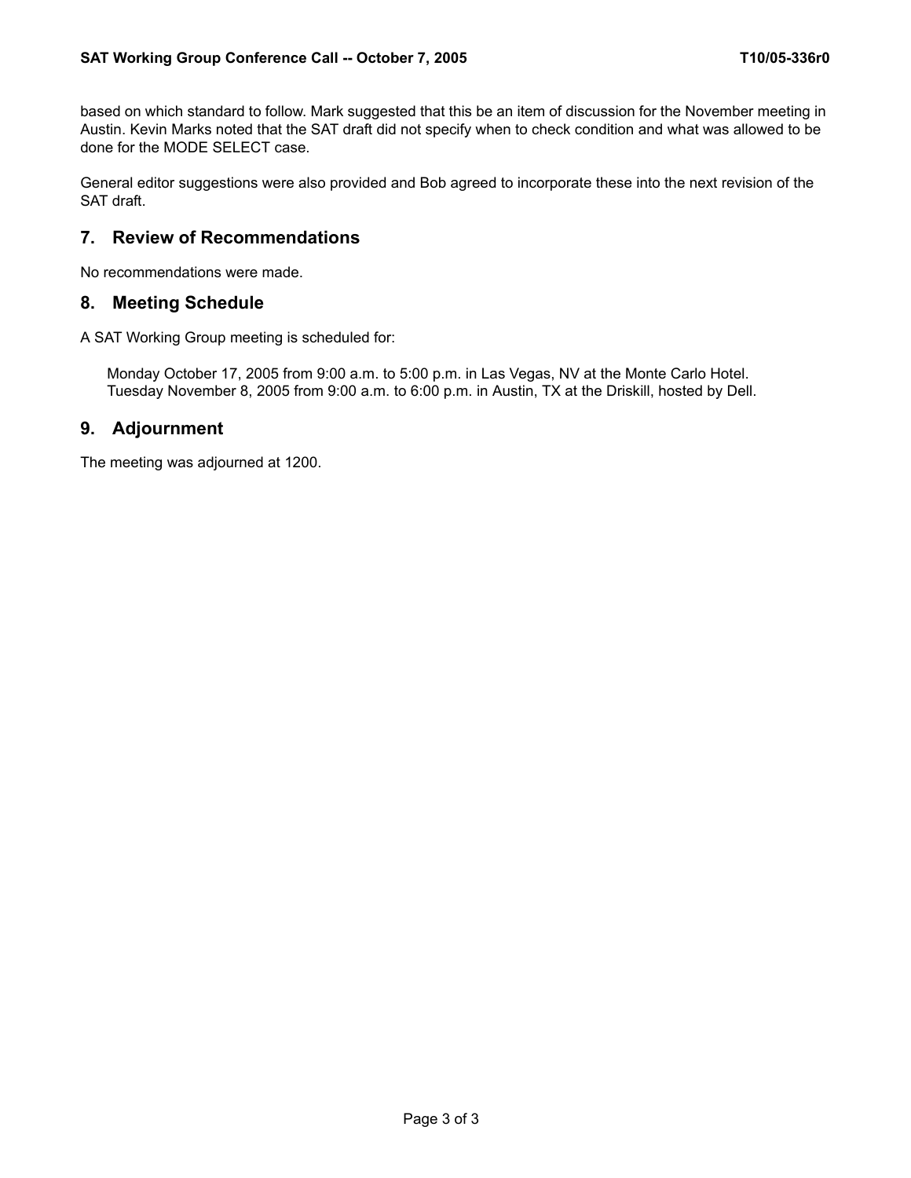based on which standard to follow. Mark suggested that this be an item of discussion for the November meeting in Austin. Kevin Marks noted that the SAT draft did not specify when to check condition and what was allowed to be done for the MODE SELECT case.

General editor suggestions were also provided and Bob agreed to incorporate these into the next revision of the SAT draft.

## 7. Review of Recommendations

No recommendations were made.

## 8. Meeting Schedule

A SAT Working Group meeting is scheduled for:

Monday October 17, 2005 from 9:00 a.m. to 5:00 p.m. in Las Vegas, NV at the Monte Carlo Hotel.
Tuesday November 8, 2005 from 9:00 a.m. to 6:00 p.m. in Austin, TX at the Driskill, hosted by Dell.

## 9. Adjournment

The meeting was adjourned at 1200.